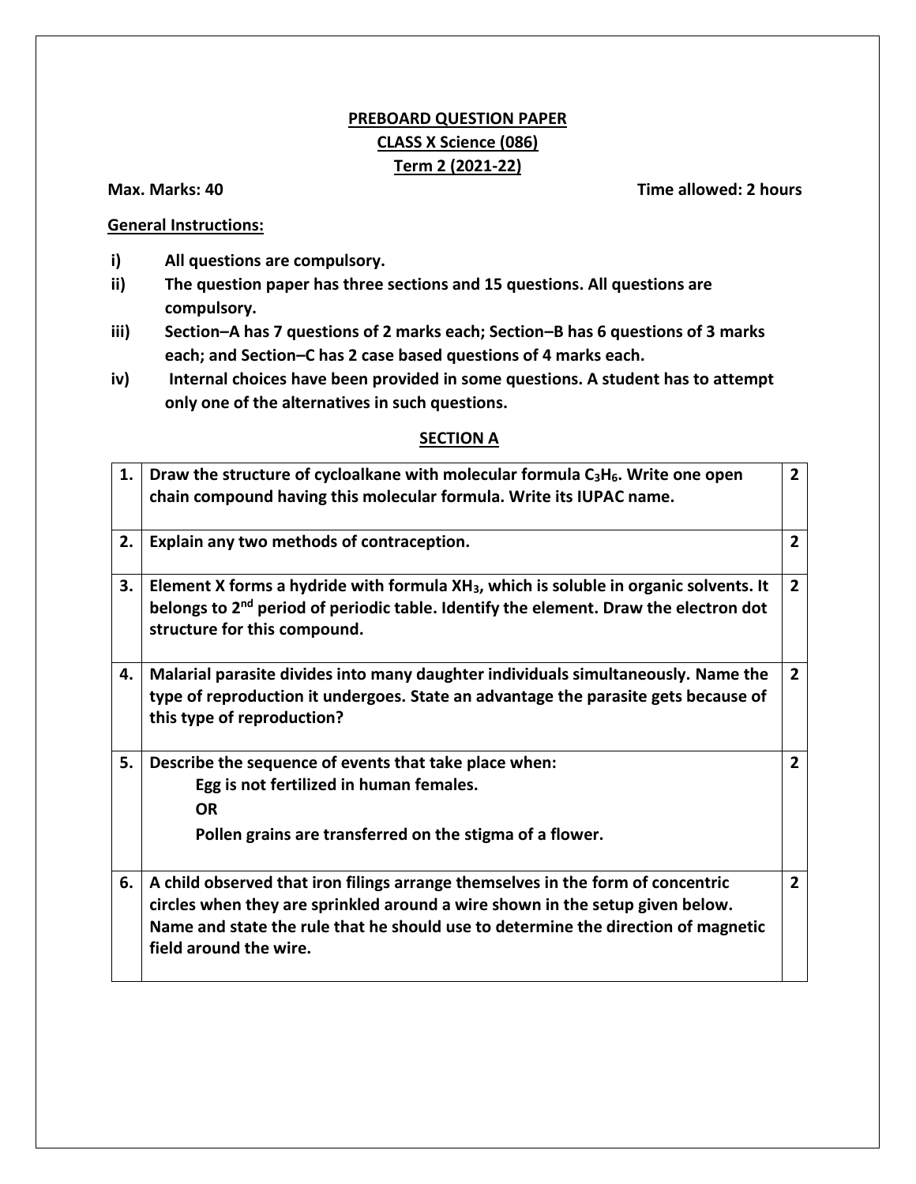## PREBOARD QUESTION PAPER

## CLASS X Science (086)

## Term 2 (2021-22)

**Max. Marks: 40** **Time allowed: 2 hours**

**General Instructions:**

i) **All questions are compulsory.**

ii) **The question paper has three sections and 15 questions. All questions are compulsory.**

iii) **Section–A has 7 questions of 2 marks each; Section–B has 6 questions of 3 marks each; and Section–C has 2 case based questions of 4 marks each.**

iv) **Internal choices have been provided in some questions. A student has to attempt only one of the alternatives in such questions.**

### SECTION A

| | | |
|---|---|---|
| **1.** | **Draw the structure of cycloalkane with molecular formula $C_3H_6$. Write one open chain compound having this molecular formula. Write its IUPAC name.** | **2** |
| **2.** | **Explain any two methods of contraception.** | **2** |
| **3.** | **Element X forms a hydride with formula $XH_3$, which is soluble in organic solvents. It belongs to 2nd period of periodic table. Identify the element. Draw the electron dot structure for this compound.** | **2** |
| **4.** | **Malarial parasite divides into many daughter individuals simultaneously. Name the type of reproduction it undergoes. State an advantage the parasite gets because of this type of reproduction?** | **2** |
| **5.** | **Describe the sequence of events that take place when:** <br> **Egg is not fertilized in human females.** <br> **OR** <br> **Pollen grains are transferred on the stigma of a flower.** | **2** |
| **6.** | **A child observed that iron filings arrange themselves in the form of concentric circles when they are sprinkled around a wire shown in the setup given below. Name and state the rule that he should use to determine the direction of magnetic field around the wire.** | **2** |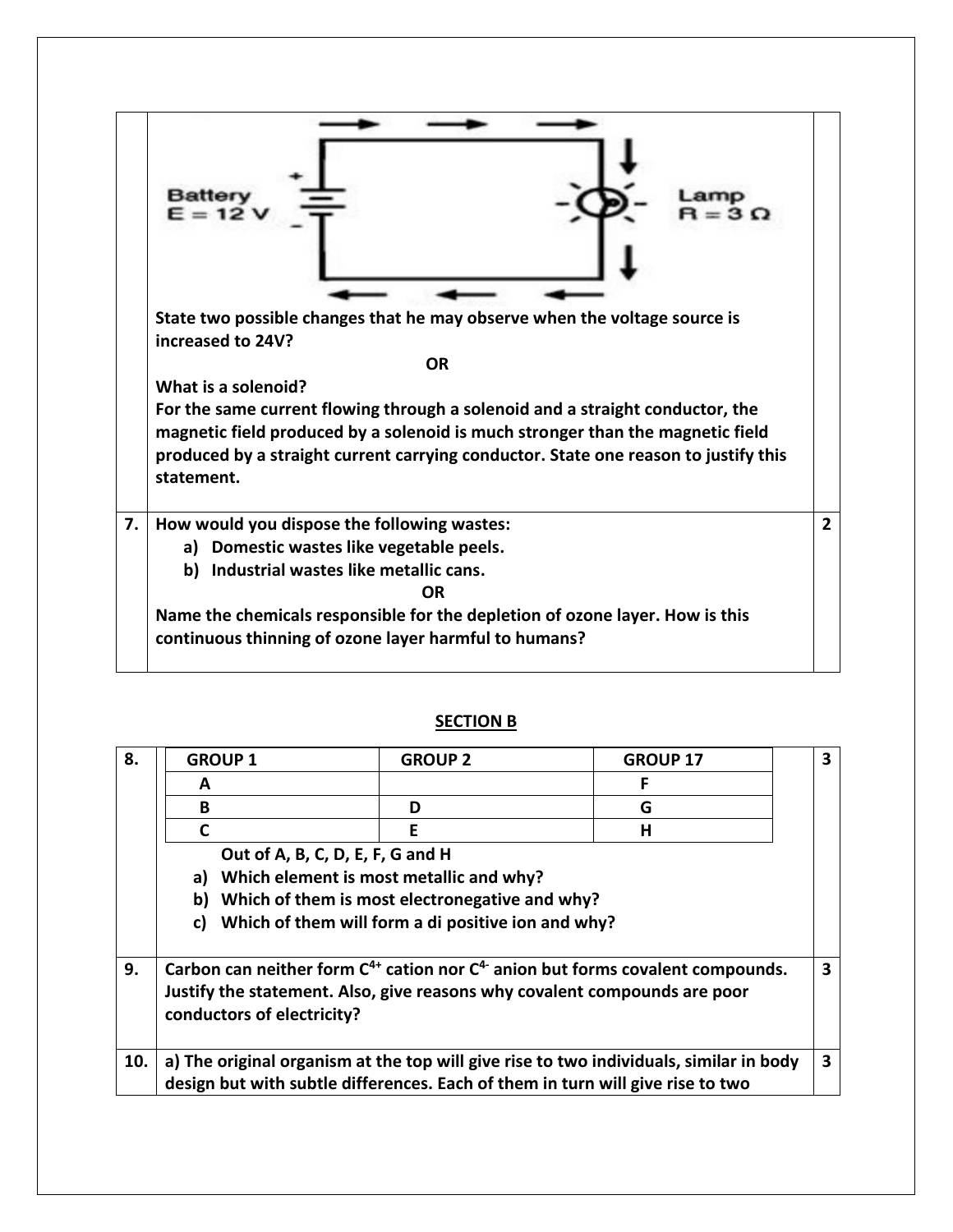| | | |
|---|---|---|
| | Battery $E = 12$ V &nbsp;&nbsp;&nbsp;&nbsp; Lamp $R = 3\ \Omega$ <br><br> **State two possible changes that he may observe when the voltage source is increased to 24V?** <br><br> **OR** <br><br> **What is a solenoid?** <br> **For the same current flowing through a solenoid and a straight conductor, the magnetic field produced by a solenoid is much stronger than the magnetic field produced by a straight current carrying conductor. State one reason to justify this statement.** | |
| **7.** | **How would you dispose the following wastes:** <br> **a) Domestic wastes like vegetable peels.** <br> **b) Industrial wastes like metallic cans.** <br><br> **OR** <br><br> **Name the chemicals responsible for the depletion of ozone layer. How is this continuous thinning of ozone layer harmful to humans?** | **2** |

## SECTION B

**8.** (3 marks)

| GROUP 1 | GROUP 2 | GROUP 17 |
|---|---|---|
| A | | F |
| B | D | G |
| C | E | H |

**Out of A, B, C, D, E, F, G and H**

a) **Which element is most metallic and why?**

b) **Which of them is most electronegative and why?**

c) **Which of them will form a di positive ion and why?**

**9.** **Carbon can neither form $C^{4+}$ cation nor $C^{4-}$ anion but forms covalent compounds. Justify the statement. Also, give reasons why covalent compounds are poor conductors of electricity?** (3 marks)

**10.** **a) The original organism at the top will give rise to two individuals, similar in body design but with subtle differences. Each of them in turn will give rise to two** (3 marks)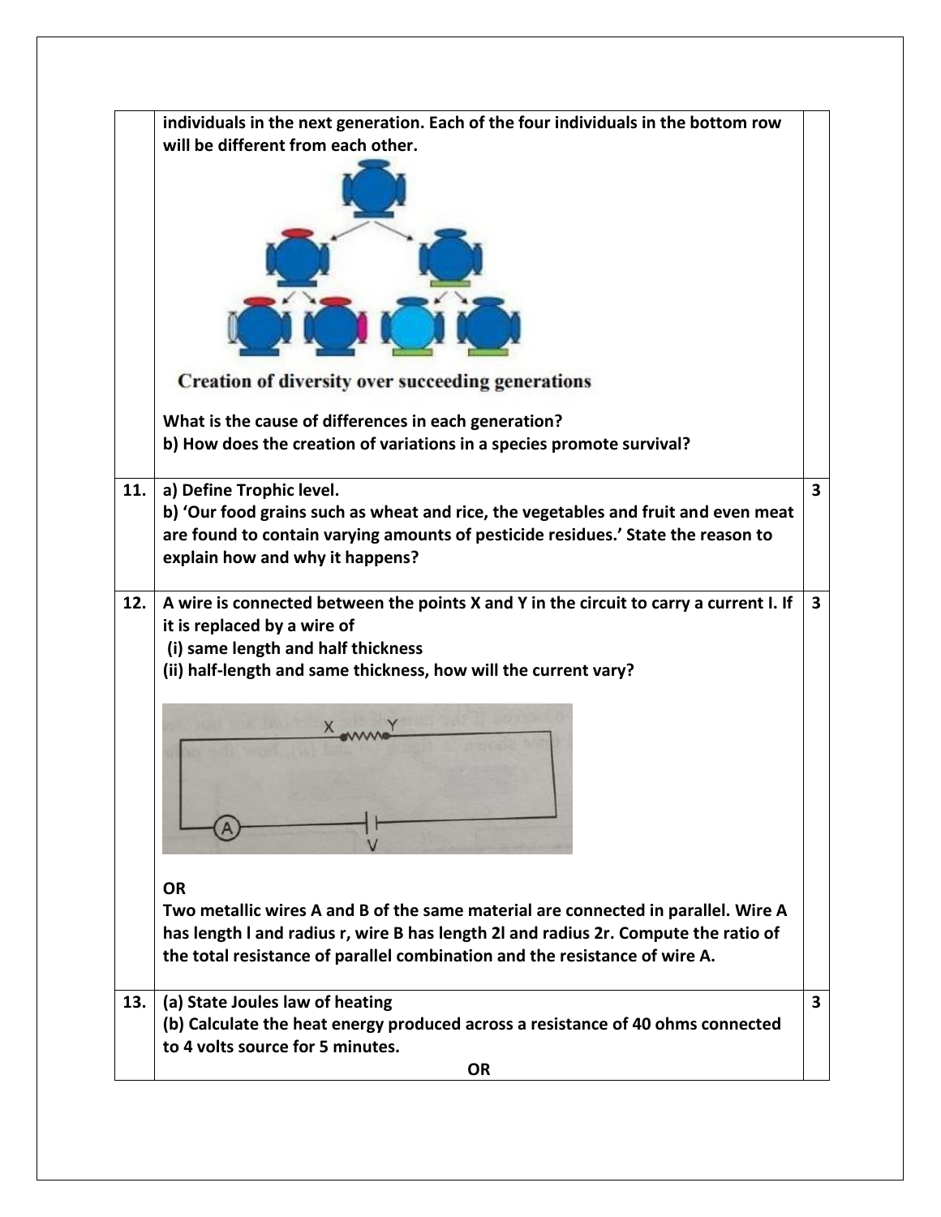| | | |
|---|---|---|
| | **individuals in the next generation. Each of the four individuals in the bottom row will be different from each other.** <br><br> Creation of diversity over succeeding generations <br><br> **What is the cause of differences in each generation?** <br> **b) How does the creation of variations in a species promote survival?** | |
| **11.** | **a) Define Trophic level.** <br> **b) 'Our food grains such as wheat and rice, the vegetables and fruit and even meat are found to contain varying amounts of pesticide residues.' State the reason to explain how and why it happens?** | **3** |
| **12.** | **A wire is connected between the points X and Y in the circuit to carry a current I. If it is replaced by a wire of** <br> **(i) same length and half thickness** <br> **(ii) half-length and same thickness, how will the current vary?** <br><br> **OR** <br> **Two metallic wires A and B of the same material are connected in parallel. Wire A has length l and radius r, wire B has length 2l and radius 2r. Compute the ratio of the total resistance of parallel combination and the resistance of wire A.** | **3** |
| **13.** | **(a) State Joules law of heating** <br> **(b) Calculate the heat energy produced across a resistance of 40 ohms connected to 4 volts source for 5 minutes.** <br> **OR** | **3** |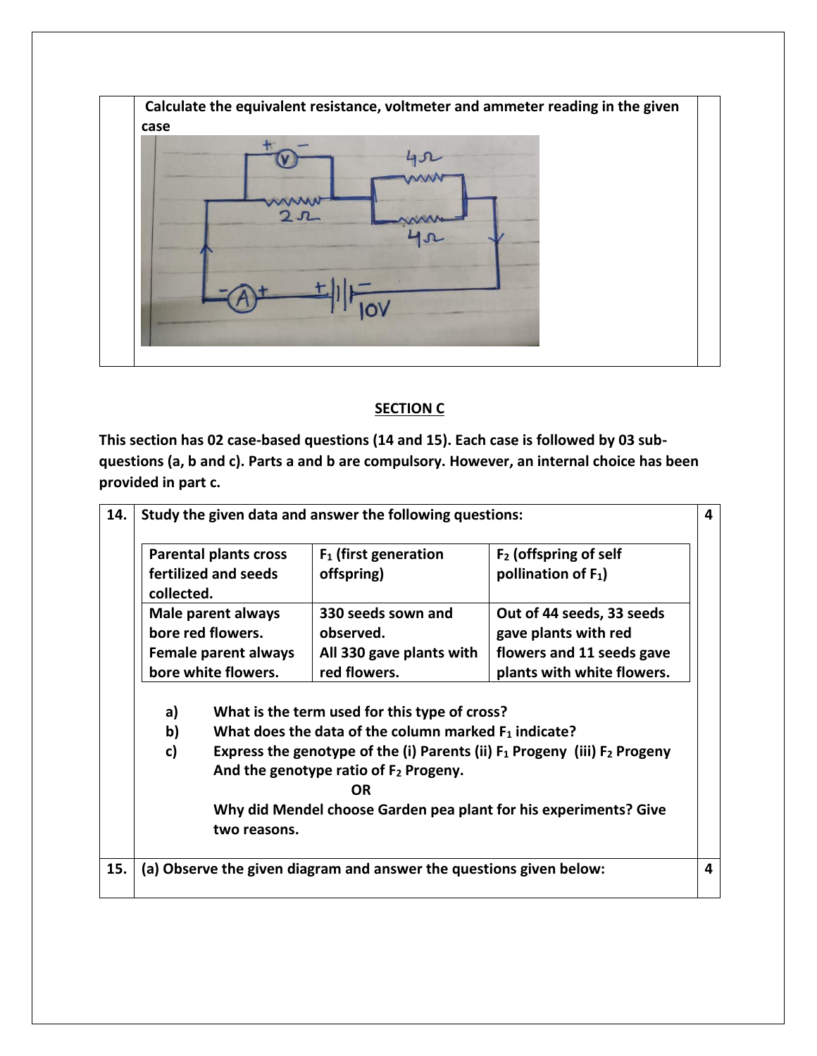Calculate the equivalent resistance, voltmeter and ammeter reading in the given case

## SECTION C

**This section has 02 case-based questions (14 and 15). Each case is followed by 03 sub-questions (a, b and c). Parts a and b are compulsory. However, an internal choice has been provided in part c.**

**14.** **Study the given data and answer the following questions:** **4**

| Parental plants cross fertilized and seeds collected. | $F_1$ (first generation offspring) | $F_2$ (offspring of self pollination of $F_1$) |
|---|---|---|
| Male parent always bore red flowers. Female parent always bore white flowers. | 330 seeds sown and observed. All 330 gave plants with red flowers. | Out of 44 seeds, 33 seeds gave plants with red flowers and 11 seeds gave plants with white flowers. |

**a)** **What is the term used for this type of cross?**

**b)** **What does the data of the column marked $F_1$ indicate?**

**c)** **Express the genotype of the (i) Parents (ii) $F_1$ Progeny (iii) $F_2$ Progeny And the genotype ratio of $F_2$ Progeny.**

**OR**

**Why did Mendel choose Garden pea plant for his experiments? Give two reasons.**

**15.** **(a) Observe the given diagram and answer the questions given below:** **4**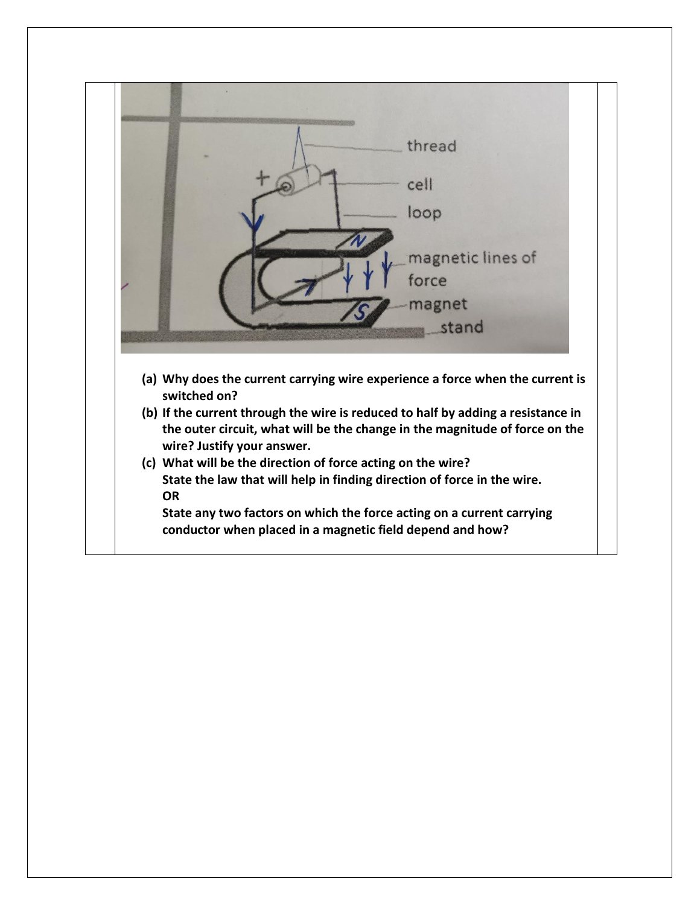(a) **Why does the current carrying wire experience a force when the current is switched on?**

(b) **If the current through the wire is reduced to half by adding a resistance in the outer circuit, what will be the change in the magnitude of force on the wire? Justify your answer.**

(c) **What will be the direction of force acting on the wire?**
**State the law that will help in finding direction of force in the wire.**
**OR**
**State any two factors on which the force acting on a current carrying conductor when placed in a magnetic field depend and how?**